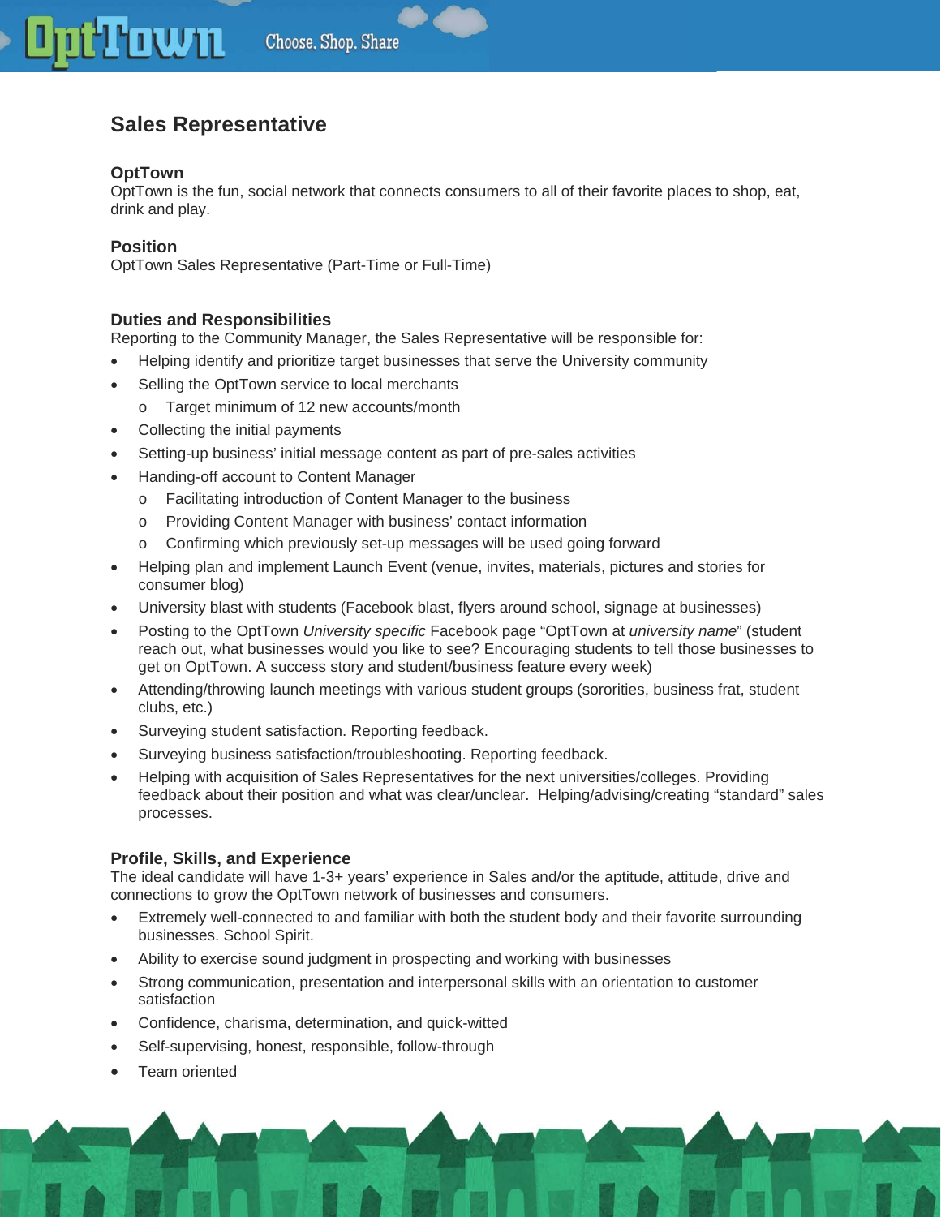# Sales Representative

### OptTown

OptTown is the fun, social network that connects consumers to all of their favorite places to shop, eat, drink and play.

### Position

OptTown Sales Representative (Part-Time or Full-Time)

### Duties and Responsibilities

Reporting to the Community Manager, the Sales Representative will be responsible for:

- Helping identify and prioritize target businesses that serve the University community
- Selling the OptTown service to local merchants
  - Target minimum of 12 new accounts/month
- Collecting the initial payments
- Setting-up business' initial message content as part of pre-sales activities
- Handing-off account to Content Manager
  - Facilitating introduction of Content Manager to the business
  - Providing Content Manager with business' contact information
  - Confirming which previously set-up messages will be used going forward
- Helping plan and implement Launch Event (venue, invites, materials, pictures and stories for consumer blog)
- University blast with students (Facebook blast, flyers around school, signage at businesses)
- Posting to the OptTown *University specific* Facebook page "OptTown at *university name*" (student reach out, what businesses would you like to see? Encouraging students to tell those businesses to get on OptTown. A success story and student/business feature every week)
- Attending/throwing launch meetings with various student groups (sororities, business frat, student clubs, etc.)
- Surveying student satisfaction. Reporting feedback.
- Surveying business satisfaction/troubleshooting. Reporting feedback.
- Helping with acquisition of Sales Representatives for the next universities/colleges. Providing feedback about their position and what was clear/unclear. Helping/advising/creating "standard" sales processes.

### Profile, Skills, and Experience

The ideal candidate will have 1-3+ years' experience in Sales and/or the aptitude, attitude, drive and connections to grow the OptTown network of businesses and consumers.

- Extremely well-connected to and familiar with both the student body and their favorite surrounding businesses. School Spirit.
- Ability to exercise sound judgment in prospecting and working with businesses
- Strong communication, presentation and interpersonal skills with an orientation to customer satisfaction
- Confidence, charisma, determination, and quick-witted
- Self-supervising, honest, responsible, follow-through
- Team oriented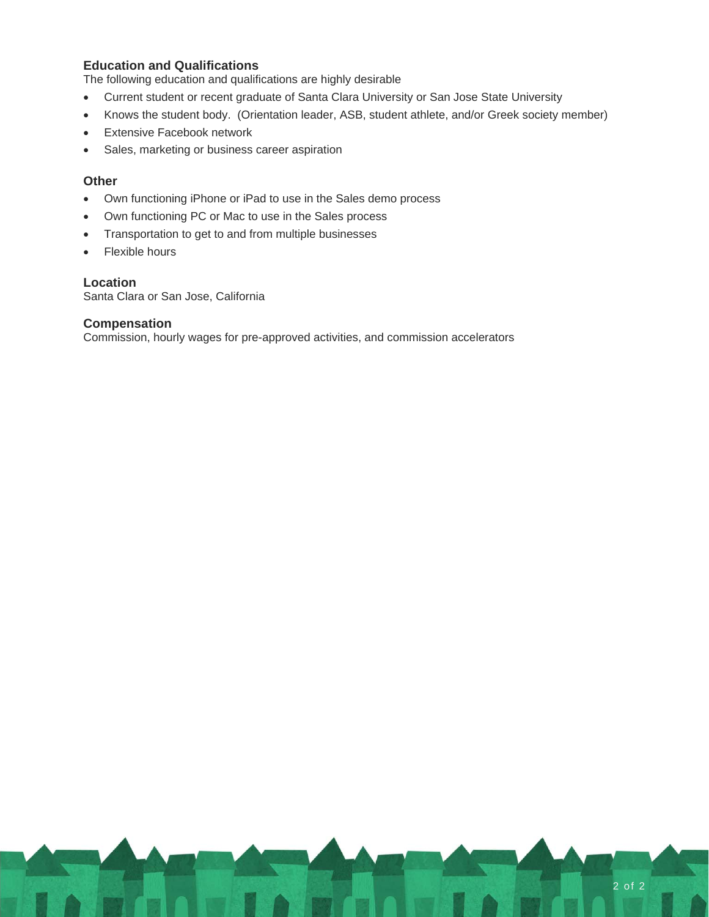### Education and Qualifications

The following education and qualifications are highly desirable

- Current student or recent graduate of Santa Clara University or San Jose State University
- Knows the student body.  (Orientation leader, ASB, student athlete, and/or Greek society member)
- Extensive Facebook network
- Sales, marketing or business career aspiration

### Other

- Own functioning iPhone or iPad to use in the Sales demo process
- Own functioning PC or Mac to use in the Sales process
- Transportation to get to and from multiple businesses
- Flexible hours

### Location

Santa Clara or San Jose, California

### Compensation

Commission, hourly wages for pre-approved activities, and commission accelerators